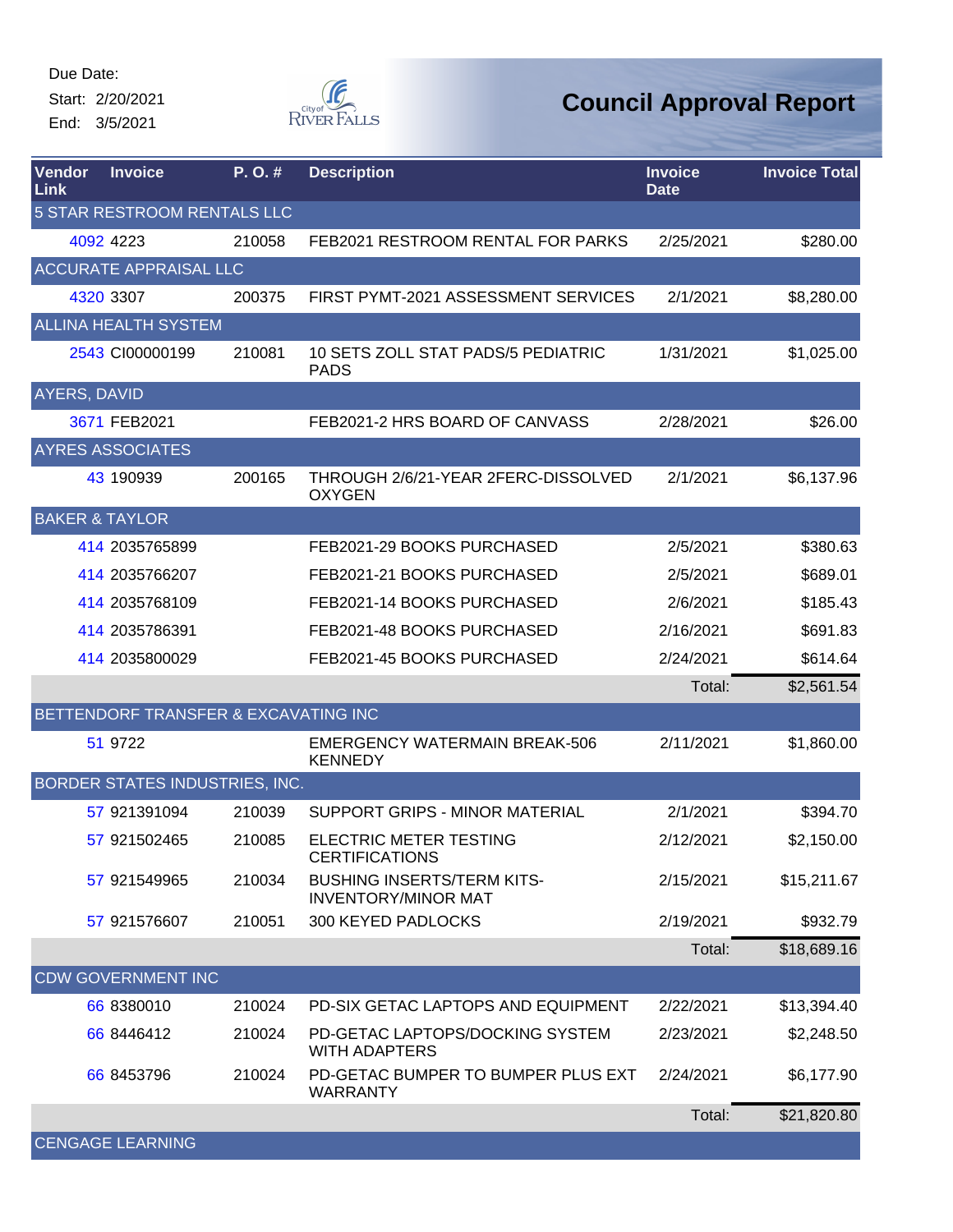Due Date:
Start: 2/20/2021
End: 3/5/2021

City of River Falls

# Council Approval Report

| Vendor Link | Invoice | P. O. # | Description | Invoice Date | Invoice Total |
|---|---|---|---|---|---|
| 5 STAR RESTROOM RENTALS LLC | | | | | |
| 4092 | 4223 | 210058 | FEB2021 RESTROOM RENTAL FOR PARKS | 2/25/2021 | $280.00 |
| ACCURATE APPRAISAL LLC | | | | | |
| 4320 | 3307 | 200375 | FIRST PYMT-2021 ASSESSMENT SERVICES | 2/1/2021 | $8,280.00 |
| ALLINA HEALTH SYSTEM | | | | | |
| 2543 | CI00000199 | 210081 | 10 SETS ZOLL STAT PADS/5 PEDIATRIC PADS | 1/31/2021 | $1,025.00 |
| AYERS, DAVID | | | | | |
| 3671 | FEB2021 | | FEB2021-2 HRS BOARD OF CANVASS | 2/28/2021 | $26.00 |
| AYRES ASSOCIATES | | | | | |
| 43 | 190939 | 200165 | THROUGH 2/6/21-YEAR 2FERC-DISSOLVED OXYGEN | 2/1/2021 | $6,137.96 |
| BAKER & TAYLOR | | | | | |
| 414 | 2035765899 | | FEB2021-29 BOOKS PURCHASED | 2/5/2021 | $380.63 |
| 414 | 2035766207 | | FEB2021-21 BOOKS PURCHASED | 2/5/2021 | $689.01 |
| 414 | 2035768109 | | FEB2021-14 BOOKS PURCHASED | 2/6/2021 | $185.43 |
| 414 | 2035786391 | | FEB2021-48 BOOKS PURCHASED | 2/16/2021 | $691.83 |
| 414 | 2035800029 | | FEB2021-45 BOOKS PURCHASED | 2/24/2021 | $614.64 |
| | | | | Total: | $2,561.54 |
| BETTENDORF TRANSFER & EXCAVATING INC | | | | | |
| 51 | 9722 | | EMERGENCY WATERMAIN BREAK-506 KENNEDY | 2/11/2021 | $1,860.00 |
| BORDER STATES INDUSTRIES, INC. | | | | | |
| 57 | 921391094 | 210039 | SUPPORT GRIPS - MINOR MATERIAL | 2/1/2021 | $394.70 |
| 57 | 921502465 | 210085 | ELECTRIC METER TESTING CERTIFICATIONS | 2/12/2021 | $2,150.00 |
| 57 | 921549965 | 210034 | BUSHING INSERTS/TERM KITS-INVENTORY/MINOR MAT | 2/15/2021 | $15,211.67 |
| 57 | 921576607 | 210051 | 300 KEYED PADLOCKS | 2/19/2021 | $932.79 |
| | | | | Total: | $18,689.16 |
| CDW GOVERNMENT INC | | | | | |
| 66 | 8380010 | 210024 | PD-SIX GETAC LAPTOPS AND EQUIPMENT | 2/22/2021 | $13,394.40 |
| 66 | 8446412 | 210024 | PD-GETAC LAPTOPS/DOCKING SYSTEM WITH ADAPTERS | 2/23/2021 | $2,248.50 |
| 66 | 8453796 | 210024 | PD-GETAC BUMPER TO BUMPER PLUS EXT WARRANTY | 2/24/2021 | $6,177.90 |
| | | | | Total: | $21,820.80 |
| CENGAGE LEARNING | | | | | |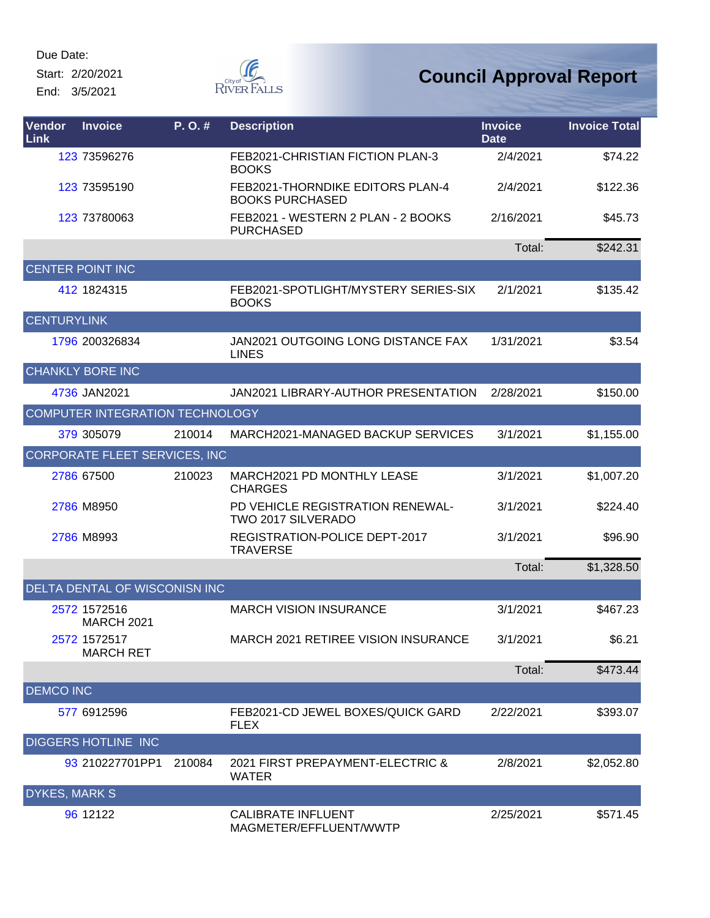Due Date:
Start: 2/20/2021
End: 3/5/2021

# Council Approval Report

| Vendor Link | Invoice | P. O. # | Description | Invoice Date | Invoice Total |
|---|---|---|---|---|---|
| 123 | 73596276 | | FEB2021-CHRISTIAN FICTION PLAN-3 BOOKS | 2/4/2021 | $74.22 |
| 123 | 73595190 | | FEB2021-THORNDIKE EDITORS PLAN-4 BOOKS PURCHASED | 2/4/2021 | $122.36 |
| 123 | 73780063 | | FEB2021 - WESTERN 2 PLAN - 2 BOOKS PURCHASED | 2/16/2021 | $45.73 |
| | | | | Total: | $242.31 |
| CENTER POINT INC | | | | | |
| 412 | 1824315 | | FEB2021-SPOTLIGHT/MYSTERY SERIES-SIX BOOKS | 2/1/2021 | $135.42 |
| CENTURYLINK | | | | | |
| 1796 | 200326834 | | JAN2021 OUTGOING LONG DISTANCE FAX LINES | 1/31/2021 | $3.54 |
| CHANKLY BORE INC | | | | | |
| 4736 | JAN2021 | | JAN2021 LIBRARY-AUTHOR PRESENTATION | 2/28/2021 | $150.00 |
| COMPUTER INTEGRATION TECHNOLOGY | | | | | |
| 379 | 305079 | 210014 | MARCH2021-MANAGED BACKUP SERVICES | 3/1/2021 | $1,155.00 |
| CORPORATE FLEET SERVICES, INC | | | | | |
| 2786 | 67500 | 210023 | MARCH2021 PD MONTHLY LEASE CHARGES | 3/1/2021 | $1,007.20 |
| 2786 | M8950 | | PD VEHICLE REGISTRATION RENEWAL-TWO 2017 SILVERADO | 3/1/2021 | $224.40 |
| 2786 | M8993 | | REGISTRATION-POLICE DEPT-2017 TRAVERSE | 3/1/2021 | $96.90 |
| | | | | Total: | $1,328.50 |
| DELTA DENTAL OF WISCONISN INC | | | | | |
| 2572 | 1572516 MARCH 2021 | | MARCH VISION INSURANCE | 3/1/2021 | $467.23 |
| 2572 | 1572517 MARCH RET | | MARCH 2021 RETIREE VISION INSURANCE | 3/1/2021 | $6.21 |
| | | | | Total: | $473.44 |
| DEMCO INC | | | | | |
| 577 | 6912596 | | FEB2021-CD JEWEL BOXES/QUICK GARD FLEX | 2/22/2021 | $393.07 |
| DIGGERS HOTLINE INC | | | | | |
| 93 | 210227701PP1 | 210084 | 2021 FIRST PREPAYMENT-ELECTRIC & WATER | 2/8/2021 | $2,052.80 |
| DYKES, MARK S | | | | | |
| 96 | 12122 | | CALIBRATE INFLUENT MAGMETER/EFFLUENT/WWTP | 2/25/2021 | $571.45 |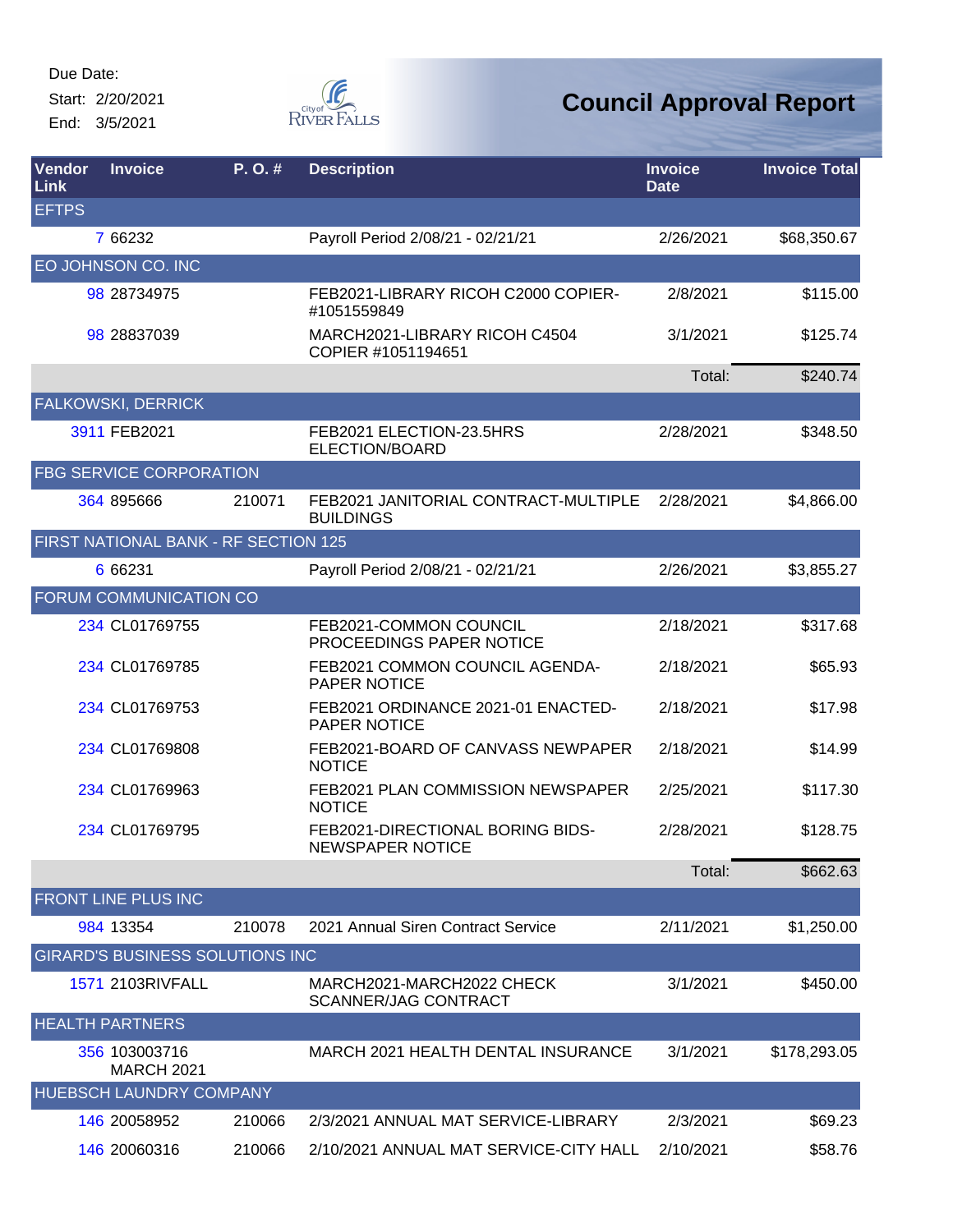Due Date:
Start: 2/20/2021
End: 3/5/2021

City of River Falls

# Council Approval Report

| Vendor Link | Invoice | P. O. # | Description | Invoice Date | Invoice Total |
|---|---|---|---|---|---|
| **EFTPS** | | | | | |
| 7 | 66232 | | Payroll Period 2/08/21 - 02/21/21 | 2/26/2021 | $68,350.67 |
| **EO JOHNSON CO. INC** | | | | | |
| 98 | 28734975 | | FEB2021-LIBRARY RICOH C2000 COPIER-#1051559849 | 2/8/2021 | $115.00 |
| 98 | 28837039 | | MARCH2021-LIBRARY RICOH C4504 COPIER #1051194651 | 3/1/2021 | $125.74 |
| | | | | Total: | $240.74 |
| **FALKOWSKI, DERRICK** | | | | | |
| 3911 | FEB2021 | | FEB2021 ELECTION-23.5HRS ELECTION/BOARD | 2/28/2021 | $348.50 |
| **FBG SERVICE CORPORATION** | | | | | |
| 364 | 895666 | 210071 | FEB2021 JANITORIAL CONTRACT-MULTIPLE BUILDINGS | 2/28/2021 | $4,866.00 |
| **FIRST NATIONAL BANK - RF SECTION 125** | | | | | |
| 6 | 66231 | | Payroll Period 2/08/21 - 02/21/21 | 2/26/2021 | $3,855.27 |
| **FORUM COMMUNICATION CO** | | | | | |
| 234 | CL01769755 | | FEB2021-COMMON COUNCIL PROCEEDINGS PAPER NOTICE | 2/18/2021 | $317.68 |
| 234 | CL01769785 | | FEB2021 COMMON COUNCIL AGENDA-PAPER NOTICE | 2/18/2021 | $65.93 |
| 234 | CL01769753 | | FEB2021 ORDINANCE 2021-01 ENACTED-PAPER NOTICE | 2/18/2021 | $17.98 |
| 234 | CL01769808 | | FEB2021-BOARD OF CANVASS NEWPAPER NOTICE | 2/18/2021 | $14.99 |
| 234 | CL01769963 | | FEB2021 PLAN COMMISSION NEWSPAPER NOTICE | 2/25/2021 | $117.30 |
| 234 | CL01769795 | | FEB2021-DIRECTIONAL BORING BIDS-NEWSPAPER NOTICE | 2/28/2021 | $128.75 |
| | | | | Total: | $662.63 |
| **FRONT LINE PLUS INC** | | | | | |
| 984 | 13354 | 210078 | 2021 Annual Siren Contract Service | 2/11/2021 | $1,250.00 |
| **GIRARD'S BUSINESS SOLUTIONS INC** | | | | | |
| 1571 | 2103RIVFALL | | MARCH2021-MARCH2022 CHECK SCANNER/JAG CONTRACT | 3/1/2021 | $450.00 |
| **HEALTH PARTNERS** | | | | | |
| 356 | 103003716 MARCH 2021 | | MARCH 2021 HEALTH DENTAL INSURANCE | 3/1/2021 | $178,293.05 |
| **HUEBSCH LAUNDRY COMPANY** | | | | | |
| 146 | 20058952 | 210066 | 2/3/2021 ANNUAL MAT SERVICE-LIBRARY | 2/3/2021 | $69.23 |
| 146 | 20060316 | 210066 | 2/10/2021 ANNUAL MAT SERVICE-CITY HALL | 2/10/2021 | $58.76 |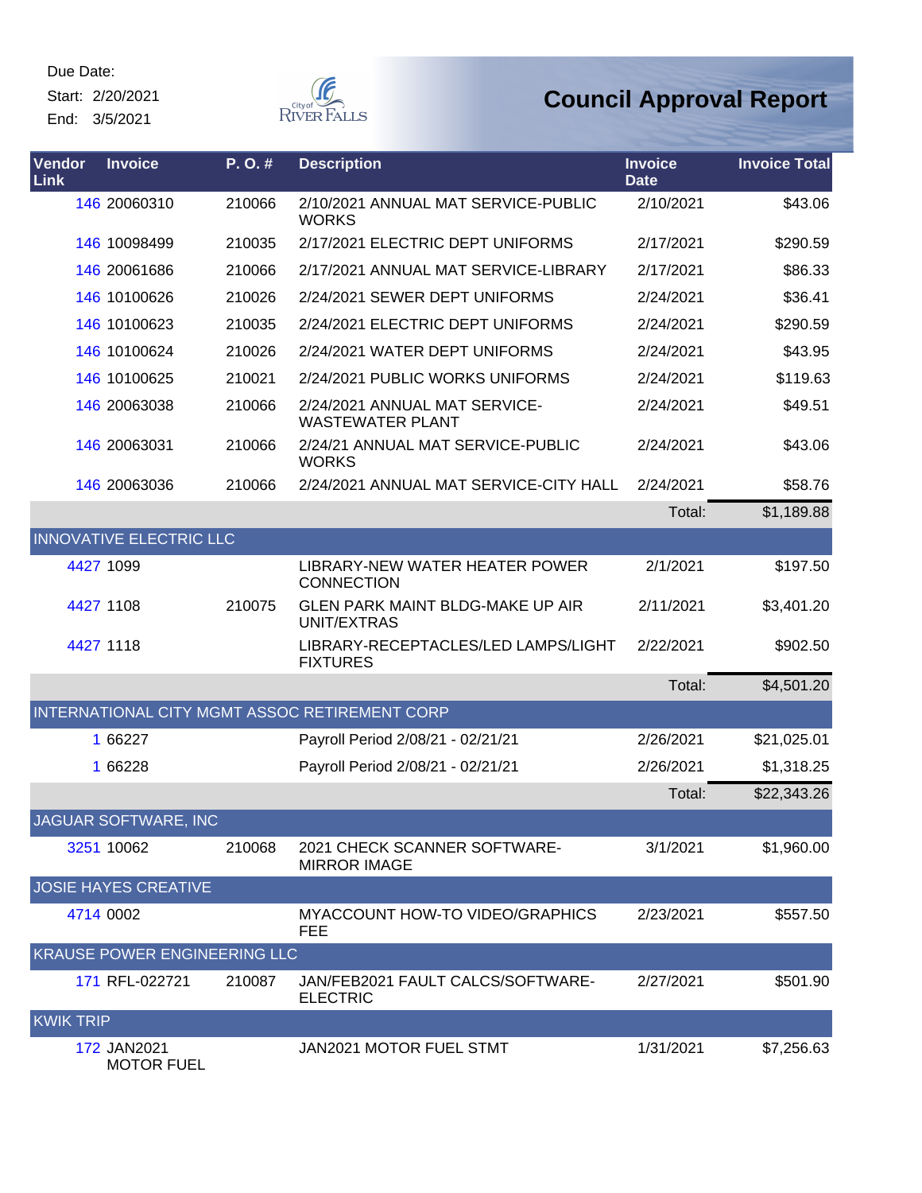Due Date:
Start: 2/20/2021
End: 3/5/2021

# Council Approval Report

| Vendor Link | Invoice | P. O. # | Description | Invoice Date | Invoice Total |
|---|---|---|---|---|---|
| 146 | 20060310 | 210066 | 2/10/2021 ANNUAL MAT SERVICE-PUBLIC WORKS | 2/10/2021 | $43.06 |
| 146 | 10098499 | 210035 | 2/17/2021 ELECTRIC DEPT UNIFORMS | 2/17/2021 | $290.59 |
| 146 | 20061686 | 210066 | 2/17/2021 ANNUAL MAT SERVICE-LIBRARY | 2/17/2021 | $86.33 |
| 146 | 10100626 | 210026 | 2/24/2021 SEWER DEPT UNIFORMS | 2/24/2021 | $36.41 |
| 146 | 10100623 | 210035 | 2/24/2021 ELECTRIC DEPT UNIFORMS | 2/24/2021 | $290.59 |
| 146 | 10100624 | 210026 | 2/24/2021 WATER DEPT UNIFORMS | 2/24/2021 | $43.95 |
| 146 | 10100625 | 210021 | 2/24/2021 PUBLIC WORKS UNIFORMS | 2/24/2021 | $119.63 |
| 146 | 20063038 | 210066 | 2/24/2021 ANNUAL MAT SERVICE-WASTEWATER PLANT | 2/24/2021 | $49.51 |
| 146 | 20063031 | 210066 | 2/24/21 ANNUAL MAT SERVICE-PUBLIC WORKS | 2/24/2021 | $43.06 |
| 146 | 20063036 | 210066 | 2/24/2021 ANNUAL MAT SERVICE-CITY HALL | 2/24/2021 | $58.76 |
| | | | | Total: | $1,189.88 |
| **INNOVATIVE ELECTRIC LLC** | | | | | |
| 4427 | 1099 | | LIBRARY-NEW WATER HEATER POWER CONNECTION | 2/1/2021 | $197.50 |
| 4427 | 1108 | 210075 | GLEN PARK MAINT BLDG-MAKE UP AIR UNIT/EXTRAS | 2/11/2021 | $3,401.20 |
| 4427 | 1118 | | LIBRARY-RECEPTACLES/LED LAMPS/LIGHT FIXTURES | 2/22/2021 | $902.50 |
| | | | | Total: | $4,501.20 |
| **INTERNATIONAL CITY MGMT ASSOC RETIREMENT CORP** | | | | | |
| 1 | 66227 | | Payroll Period 2/08/21 - 02/21/21 | 2/26/2021 | $21,025.01 |
| 1 | 66228 | | Payroll Period 2/08/21 - 02/21/21 | 2/26/2021 | $1,318.25 |
| | | | | Total: | $22,343.26 |
| **JAGUAR SOFTWARE, INC** | | | | | |
| 3251 | 10062 | 210068 | 2021 CHECK SCANNER SOFTWARE-MIRROR IMAGE | 3/1/2021 | $1,960.00 |
| **JOSIE HAYES CREATIVE** | | | | | |
| 4714 | 0002 | | MYACCOUNT HOW-TO VIDEO/GRAPHICS FEE | 2/23/2021 | $557.50 |
| **KRAUSE POWER ENGINEERING LLC** | | | | | |
| 171 | RFL-022721 | 210087 | JAN/FEB2021 FAULT CALCS/SOFTWARE-ELECTRIC | 2/27/2021 | $501.90 |
| **KWIK TRIP** | | | | | |
| 172 | JAN2021 MOTOR FUEL | | JAN2021 MOTOR FUEL STMT | 1/31/2021 | $7,256.63 |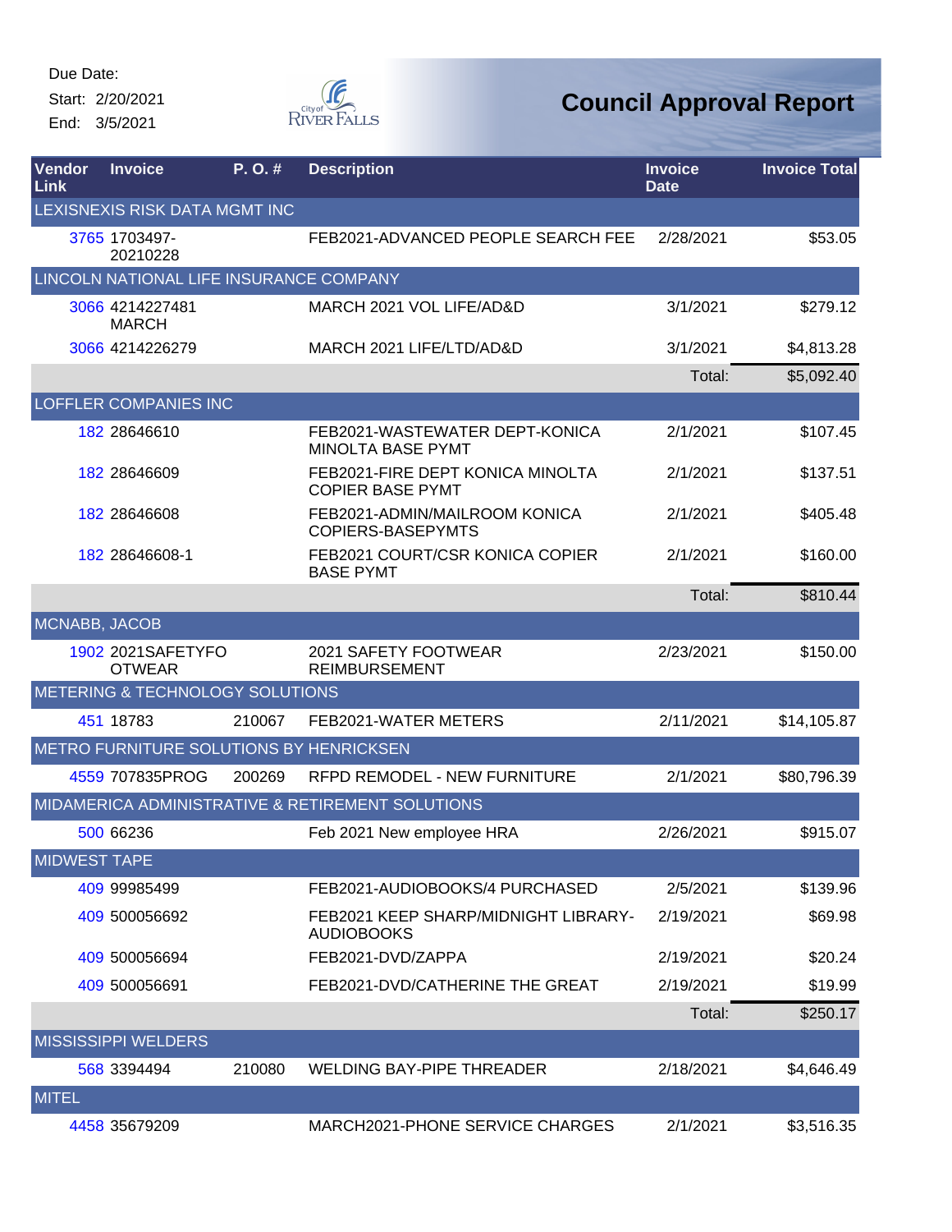Due Date:
Start: 2/20/2021
End: 3/5/2021

# Council Approval Report

| Vendor Link | Invoice | P. O. # | Description | Invoice Date | Invoice Total |
|---|---|---|---|---|---|
| LEXISNEXIS RISK DATA MGMT INC | | | | | |
| 3765 | 1703497-20210228 | | FEB2021-ADVANCED PEOPLE SEARCH FEE | 2/28/2021 | $53.05 |
| LINCOLN NATIONAL LIFE INSURANCE COMPANY | | | | | |
| 3066 | 4214227481 MARCH | | MARCH 2021 VOL LIFE/AD&D | 3/1/2021 | $279.12 |
| 3066 | 4214226279 | | MARCH 2021 LIFE/LTD/AD&D | 3/1/2021 | $4,813.28 |
| | | | | Total: | $5,092.40 |
| LOFFLER COMPANIES INC | | | | | |
| 182 | 28646610 | | FEB2021-WASTEWATER DEPT-KONICA MINOLTA BASE PYMT | 2/1/2021 | $107.45 |
| 182 | 28646609 | | FEB2021-FIRE DEPT KONICA MINOLTA COPIER BASE PYMT | 2/1/2021 | $137.51 |
| 182 | 28646608 | | FEB2021-ADMIN/MAILROOM KONICA COPIERS-BASEPYMTS | 2/1/2021 | $405.48 |
| 182 | 28646608-1 | | FEB2021 COURT/CSR KONICA COPIER BASE PYMT | 2/1/2021 | $160.00 |
| | | | | Total: | $810.44 |
| MCNABB, JACOB | | | | | |
| 1902 | 2021SAFETYFOOTWEAR | | 2021 SAFETY FOOTWEAR REIMBURSEMENT | 2/23/2021 | $150.00 |
| METERING & TECHNOLOGY SOLUTIONS | | | | | |
| 451 | 18783 | 210067 | FEB2021-WATER METERS | 2/11/2021 | $14,105.87 |
| METRO FURNITURE SOLUTIONS BY HENRICKSEN | | | | | |
| 4559 | 707835PROG | 200269 | RFPD REMODEL - NEW FURNITURE | 2/1/2021 | $80,796.39 |
| MIDAMERICA ADMINISTRATIVE & RETIREMENT SOLUTIONS | | | | | |
| 500 | 66236 | | Feb 2021 New employee HRA | 2/26/2021 | $915.07 |
| MIDWEST TAPE | | | | | |
| 409 | 99985499 | | FEB2021-AUDIOBOOKS/4 PURCHASED | 2/5/2021 | $139.96 |
| 409 | 500056692 | | FEB2021 KEEP SHARP/MIDNIGHT LIBRARY-AUDIOBOOKS | 2/19/2021 | $69.98 |
| 409 | 500056694 | | FEB2021-DVD/ZAPPA | 2/19/2021 | $20.24 |
| 409 | 500056691 | | FEB2021-DVD/CATHERINE THE GREAT | 2/19/2021 | $19.99 |
| | | | | Total: | $250.17 |
| MISSISSIPPI WELDERS | | | | | |
| 568 | 3394494 | 210080 | WELDING BAY-PIPE THREADER | 2/18/2021 | $4,646.49 |
| MITEL | | | | | |
| 4458 | 35679209 | | MARCH2021-PHONE SERVICE CHARGES | 2/1/2021 | $3,516.35 |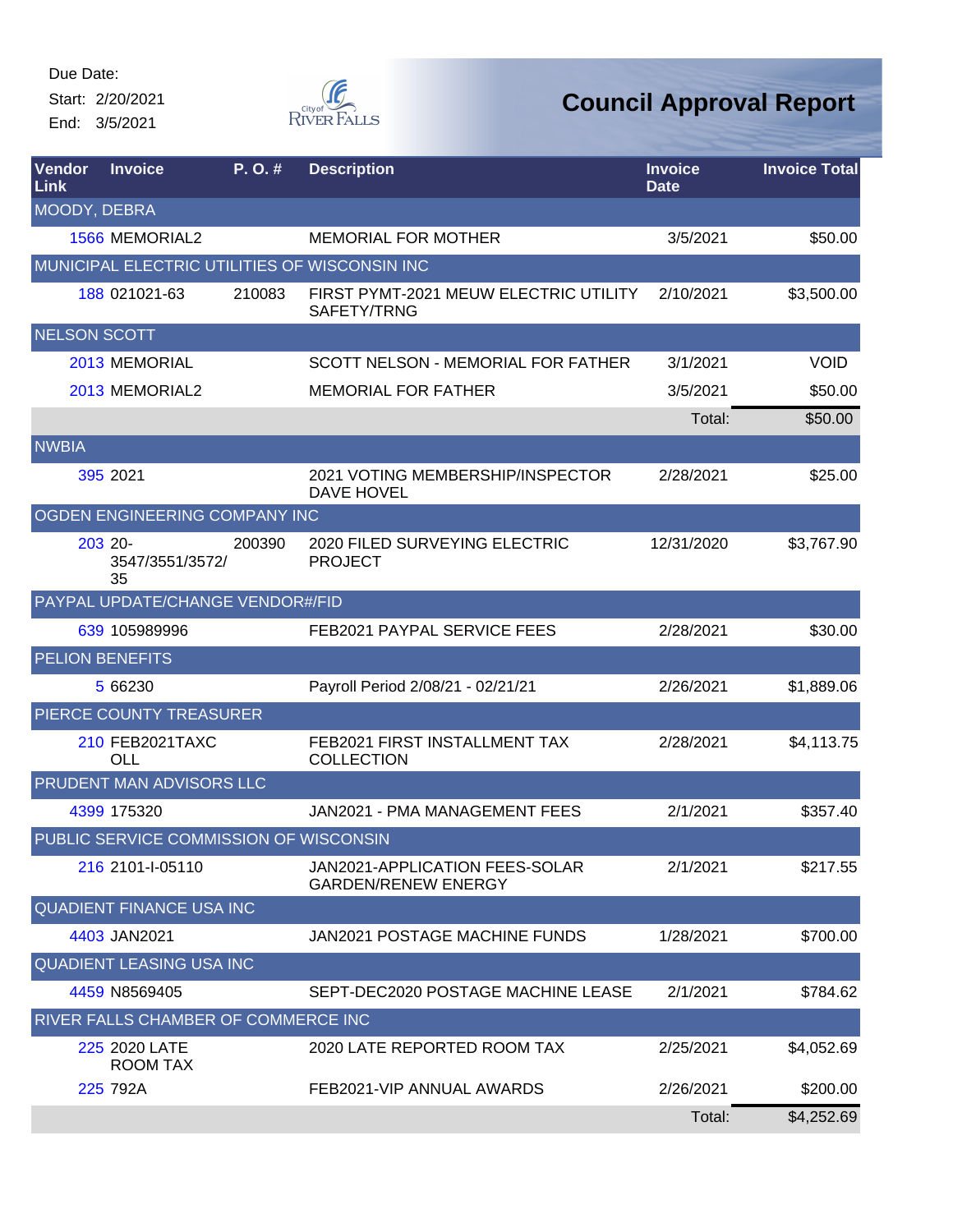Due Date:
Start: 2/20/2021
End: 3/5/2021

# Council Approval Report

| Vendor Link | Invoice | P. O. # | Description | Invoice Date | Invoice Total |
|---|---|---|---|---|---|
| MOODY, DEBRA | | | | | |
| 1566 | MEMORIAL2 | | MEMORIAL FOR MOTHER | 3/5/2021 | $50.00 |
| MUNICIPAL ELECTRIC UTILITIES OF WISCONSIN INC | | | | | |
| 188 | 021021-63 | 210083 | FIRST PYMT-2021 MEUW ELECTRIC UTILITY SAFETY/TRNG | 2/10/2021 | $3,500.00 |
| NELSON SCOTT | | | | | |
| 2013 | MEMORIAL | | SCOTT NELSON - MEMORIAL FOR FATHER | 3/1/2021 | VOID |
| 2013 | MEMORIAL2 | | MEMORIAL FOR FATHER | 3/5/2021 | $50.00 |
| | | | | Total: | $50.00 |
| NWBIA | | | | | |
| 395 | 2021 | | 2021 VOTING MEMBERSHIP/INSPECTOR DAVE HOVEL | 2/28/2021 | $25.00 |
| OGDEN ENGINEERING COMPANY INC | | | | | |
| 203 | 20-3547/3551/3572/35 | 200390 | 2020 FILED SURVEYING ELECTRIC PROJECT | 12/31/2020 | $3,767.90 |
| PAYPAL UPDATE/CHANGE VENDOR#/FID | | | | | |
| 639 | 105989996 | | FEB2021 PAYPAL SERVICE FEES | 2/28/2021 | $30.00 |
| PELION BENEFITS | | | | | |
| 5 | 66230 | | Payroll Period 2/08/21 - 02/21/21 | 2/26/2021 | $1,889.06 |
| PIERCE COUNTY TREASURER | | | | | |
| 210 | FEB2021TAXCOLL | | FEB2021 FIRST INSTALLMENT TAX COLLECTION | 2/28/2021 | $4,113.75 |
| PRUDENT MAN ADVISORS LLC | | | | | |
| 4399 | 175320 | | JAN2021 - PMA MANAGEMENT FEES | 2/1/2021 | $357.40 |
| PUBLIC SERVICE COMMISSION OF WISCONSIN | | | | | |
| 216 | 2101-I-05110 | | JAN2021-APPLICATION FEES-SOLAR GARDEN/RENEW ENERGY | 2/1/2021 | $217.55 |
| QUADIENT FINANCE USA INC | | | | | |
| 4403 | JAN2021 | | JAN2021 POSTAGE MACHINE FUNDS | 1/28/2021 | $700.00 |
| QUADIENT LEASING USA INC | | | | | |
| 4459 | N8569405 | | SEPT-DEC2020 POSTAGE MACHINE LEASE | 2/1/2021 | $784.62 |
| RIVER FALLS CHAMBER OF COMMERCE INC | | | | | |
| 225 | 2020 LATE ROOM TAX | | 2020 LATE REPORTED ROOM TAX | 2/25/2021 | $4,052.69 |
| 225 | 792A | | FEB2021-VIP ANNUAL AWARDS | 2/26/2021 | $200.00 |
| | | | | Total: | $4,252.69 |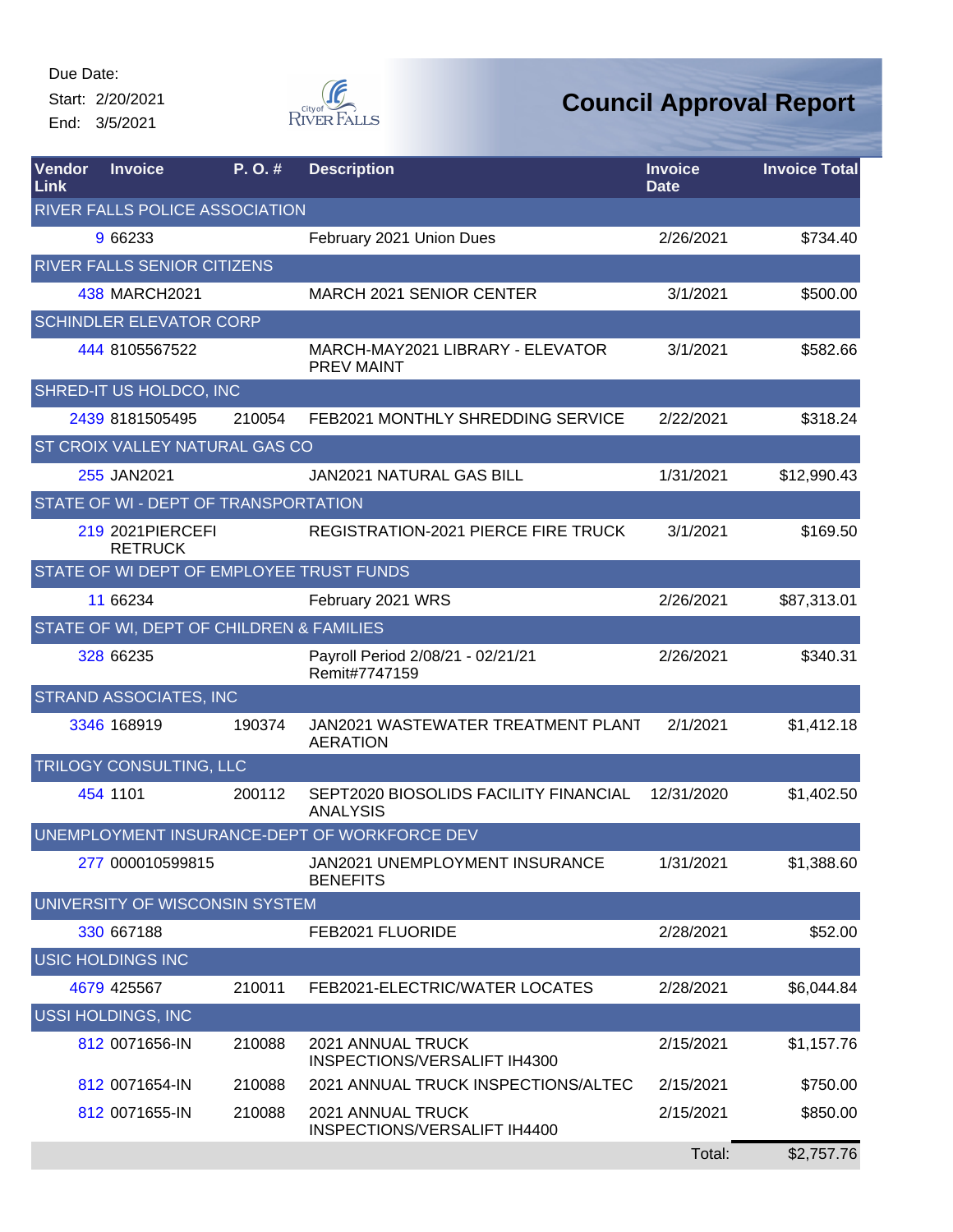Due Date:
Start: 2/20/2021
End: 3/5/2021

# Council Approval Report

| Vendor Link | Invoice | P. O. # | Description | Invoice Date | Invoice Total |
|---|---|---|---|---|---|
| RIVER FALLS POLICE ASSOCIATION | | | | | |
| 9 | 66233 | | February 2021 Union Dues | 2/26/2021 | $734.40 |
| RIVER FALLS SENIOR CITIZENS | | | | | |
| 438 | MARCH2021 | | MARCH 2021 SENIOR CENTER | 3/1/2021 | $500.00 |
| SCHINDLER ELEVATOR CORP | | | | | |
| 444 | 8105567522 | | MARCH-MAY2021 LIBRARY - ELEVATOR PREV MAINT | 3/1/2021 | $582.66 |
| SHRED-IT US HOLDCO, INC | | | | | |
| 2439 | 8181505495 | 210054 | FEB2021 MONTHLY SHREDDING SERVICE | 2/22/2021 | $318.24 |
| ST CROIX VALLEY NATURAL GAS CO | | | | | |
| 255 | JAN2021 | | JAN2021 NATURAL GAS BILL | 1/31/2021 | $12,990.43 |
| STATE OF WI - DEPT OF TRANSPORTATION | | | | | |
| 219 | 2021PIERCEFI RETRUCK | | REGISTRATION-2021 PIERCE FIRE TRUCK | 3/1/2021 | $169.50 |
| STATE OF WI DEPT OF EMPLOYEE TRUST FUNDS | | | | | |
| 11 | 66234 | | February 2021 WRS | 2/26/2021 | $87,313.01 |
| STATE OF WI, DEPT OF CHILDREN & FAMILIES | | | | | |
| 328 | 66235 | | Payroll Period 2/08/21 - 02/21/21 Remit#7747159 | 2/26/2021 | $340.31 |
| STRAND ASSOCIATES, INC | | | | | |
| 3346 | 168919 | 190374 | JAN2021 WASTEWATER TREATMENT PLANT AERATION | 2/1/2021 | $1,412.18 |
| TRILOGY CONSULTING, LLC | | | | | |
| 454 | 1101 | 200112 | SEPT2020 BIOSOLIDS FACILITY FINANCIAL ANALYSIS | 12/31/2020 | $1,402.50 |
| UNEMPLOYMENT INSURANCE-DEPT OF WORKFORCE DEV | | | | | |
| 277 | 000010599815 | | JAN2021 UNEMPLOYMENT INSURANCE BENEFITS | 1/31/2021 | $1,388.60 |
| UNIVERSITY OF WISCONSIN SYSTEM | | | | | |
| 330 | 667188 | | FEB2021 FLUORIDE | 2/28/2021 | $52.00 |
| USIC HOLDINGS INC | | | | | |
| 4679 | 425567 | 210011 | FEB2021-ELECTRIC/WATER LOCATES | 2/28/2021 | $6,044.84 |
| USSI HOLDINGS, INC | | | | | |
| 812 | 0071656-IN | 210088 | 2021 ANNUAL TRUCK INSPECTIONS/VERSALIFT IH4300 | 2/15/2021 | $1,157.76 |
| 812 | 0071654-IN | 210088 | 2021 ANNUAL TRUCK INSPECTIONS/ALTEC | 2/15/2021 | $750.00 |
| 812 | 0071655-IN | 210088 | 2021 ANNUAL TRUCK INSPECTIONS/VERSALIFT IH4400 | 2/15/2021 | $850.00 |
| | | | | Total: | $2,757.76 |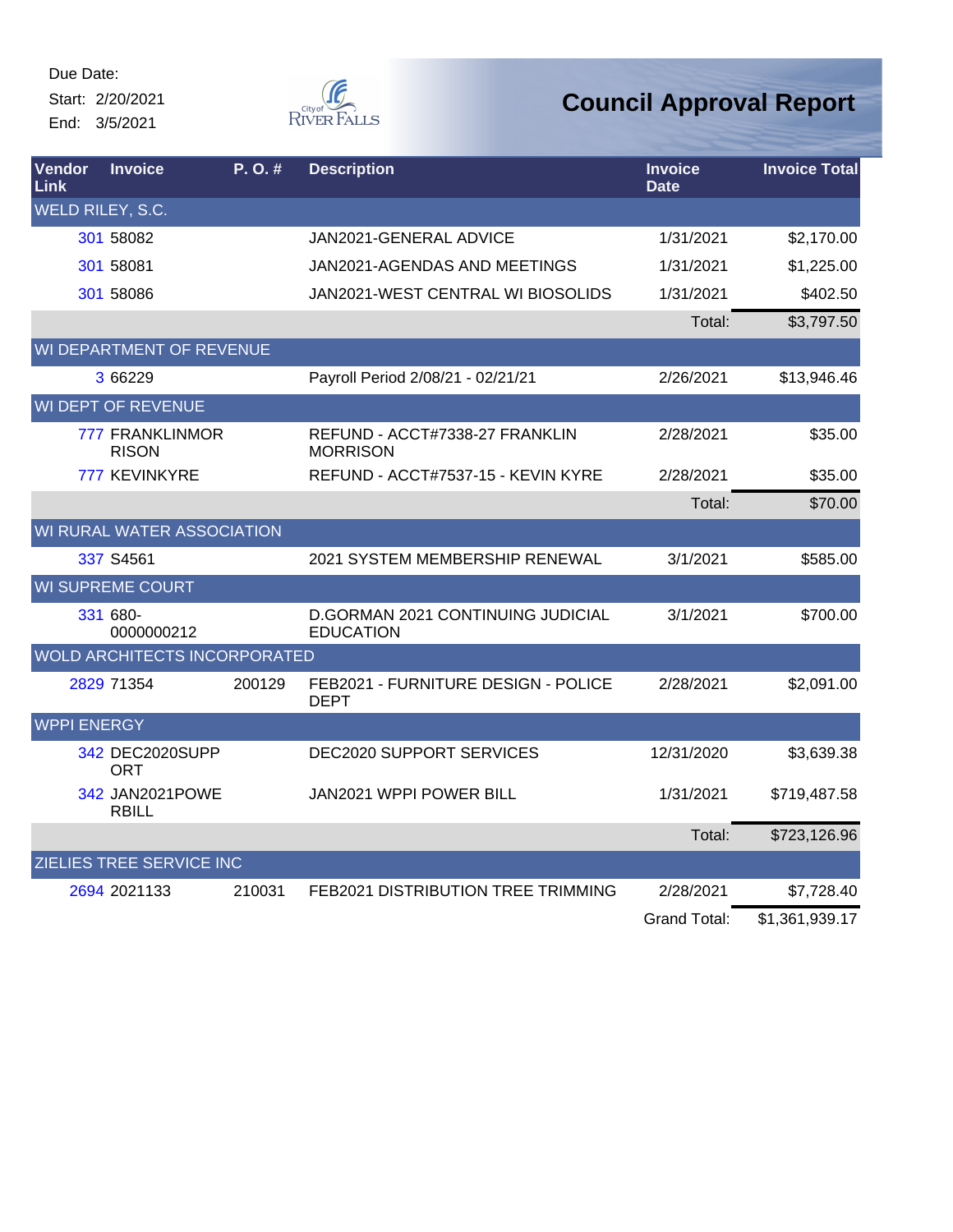Due Date:

Start: 2/20/2021

End: 3/5/2021

# Council Approval Report

| Vendor Link | Invoice | P. O. # | Description | Invoice Date | Invoice Total |
|---|---|---|---|---|---|
| WELD RILEY, S.C. | | | | | |
| 301 | 58082 | | JAN2021-GENERAL ADVICE | 1/31/2021 | $2,170.00 |
| 301 | 58081 | | JAN2021-AGENDAS AND MEETINGS | 1/31/2021 | $1,225.00 |
| 301 | 58086 | | JAN2021-WEST CENTRAL WI BIOSOLIDS | 1/31/2021 | $402.50 |
| | | | | Total: | $3,797.50 |
| WI DEPARTMENT OF REVENUE | | | | | |
| 3 | 66229 | | Payroll Period 2/08/21 - 02/21/21 | 2/26/2021 | $13,946.46 |
| WI DEPT OF REVENUE | | | | | |
| 777 | FRANKLINMORRISON | | REFUND - ACCT#7338-27 FRANKLIN MORRISON | 2/28/2021 | $35.00 |
| 777 | KEVINKYRE | | REFUND - ACCT#7537-15 - KEVIN KYRE | 2/28/2021 | $35.00 |
| | | | | Total: | $70.00 |
| WI RURAL WATER ASSOCIATION | | | | | |
| 337 | S4561 | | 2021 SYSTEM MEMBERSHIP RENEWAL | 3/1/2021 | $585.00 |
| WI SUPREME COURT | | | | | |
| 331 | 680-0000000212 | | D.GORMAN 2021 CONTINUING JUDICIAL EDUCATION | 3/1/2021 | $700.00 |
| WOLD ARCHITECTS INCORPORATED | | | | | |
| 2829 | 71354 | 200129 | FEB2021 - FURNITURE DESIGN - POLICE DEPT | 2/28/2021 | $2,091.00 |
| WPPI ENERGY | | | | | |
| 342 | DEC2020SUPPORT | | DEC2020 SUPPORT SERVICES | 12/31/2020 | $3,639.38 |
| 342 | JAN2021POWERBILL | | JAN2021 WPPI POWER BILL | 1/31/2021 | $719,487.58 |
| | | | | Total: | $723,126.96 |
| ZIELIES TREE SERVICE INC | | | | | |
| 2694 | 2021133 | 210031 | FEB2021 DISTRIBUTION TREE TRIMMING | 2/28/2021 | $7,728.40 |
| | | | | Grand Total: | $1,361,939.17 |